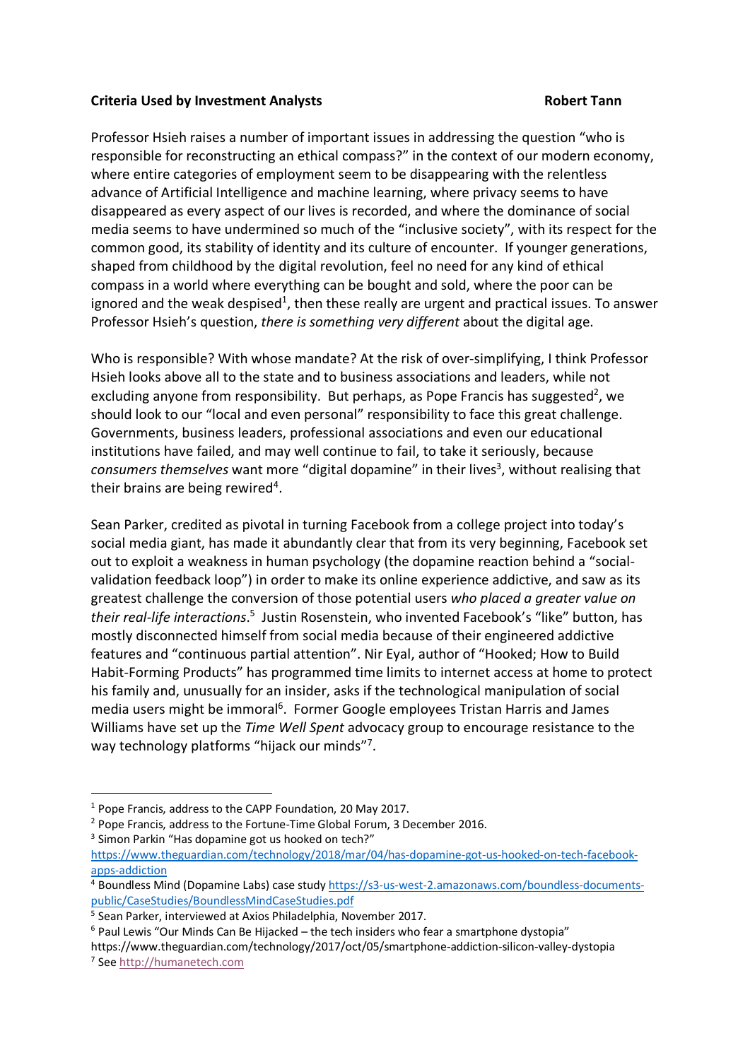**Criteria Used by Investment Analysts** **Robert Tann**

Professor Hsieh raises a number of important issues in addressing the question "who is responsible for reconstructing an ethical compass?" in the context of our modern economy, where entire categories of employment seem to be disappearing with the relentless advance of Artificial Intelligence and machine learning, where privacy seems to have disappeared as every aspect of our lives is recorded, and where the dominance of social media seems to have undermined so much of the "inclusive society", with its respect for the common good, its stability of identity and its culture of encounter. If younger generations, shaped from childhood by the digital revolution, feel no need for any kind of ethical compass in a world where everything can be bought and sold, where the poor can be ignored and the weak despised[1], then these really are urgent and practical issues. To answer Professor Hsieh's question, *there is something very different* about the digital age.

Who is responsible? With whose mandate? At the risk of over-simplifying, I think Professor Hsieh looks above all to the state and to business associations and leaders, while not excluding anyone from responsibility. But perhaps, as Pope Francis has suggested[2], we should look to our "local and even personal" responsibility to face this great challenge. Governments, business leaders, professional associations and even our educational institutions have failed, and may well continue to fail, to take it seriously, because *consumers themselves* want more "digital dopamine" in their lives[3], without realising that their brains are being rewired[4].

Sean Parker, credited as pivotal in turning Facebook from a college project into today's social media giant, has made it abundantly clear that from its very beginning, Facebook set out to exploit a weakness in human psychology (the dopamine reaction behind a "social-validation feedback loop") in order to make its online experience addictive, and saw as its greatest challenge the conversion of those potential users *who placed a greater value on their real-life interactions*.[5] Justin Rosenstein, who invented Facebook's "like" button, has mostly disconnected himself from social media because of their engineered addictive features and "continuous partial attention". Nir Eyal, author of "Hooked; How to Build Habit-Forming Products" has programmed time limits to internet access at home to protect his family and, unusually for an insider, asks if the technological manipulation of social media users might be immoral[6]. Former Google employees Tristan Harris and James Williams have set up the *Time Well Spent* advocacy group to encourage resistance to the way technology platforms "hijack our minds"[7].

---

[1] Pope Francis, address to the CAPP Foundation, 20 May 2017.

[2] Pope Francis, address to the Fortune-Time Global Forum, 3 December 2016.

[3] Simon Parkin "Has dopamine got us hooked on tech?" https://www.theguardian.com/technology/2018/mar/04/has-dopamine-got-us-hooked-on-tech-facebook-apps-addiction

[4] Boundless Mind (Dopamine Labs) case study https://s3-us-west-2.amazonaws.com/boundless-documents-public/CaseStudies/BoundlessMindCaseStudies.pdf

[5] Sean Parker, interviewed at Axios Philadelphia, November 2017.

[6] Paul Lewis "Our Minds Can Be Hijacked – the tech insiders who fear a smartphone dystopia" https://www.theguardian.com/technology/2017/oct/05/smartphone-addiction-silicon-valley-dystopia

[7] See http://humanetech.com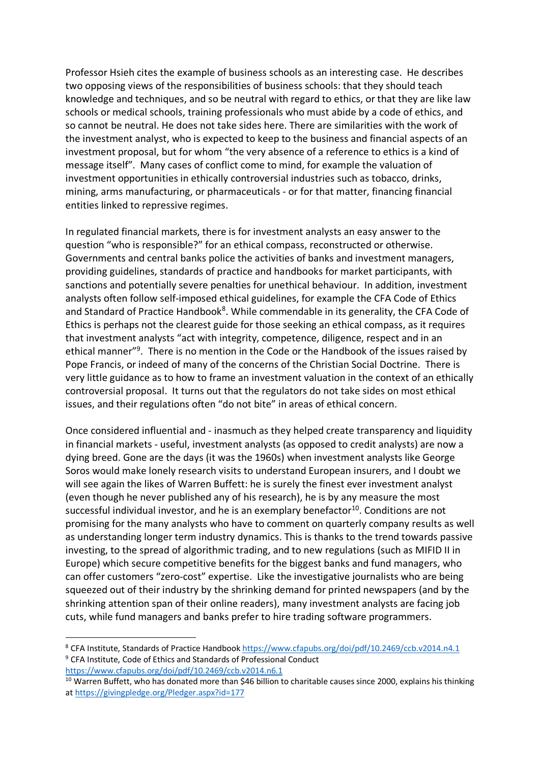Professor Hsieh cites the example of business schools as an interesting case. He describes two opposing views of the responsibilities of business schools: that they should teach knowledge and techniques, and so be neutral with regard to ethics, or that they are like law schools or medical schools, training professionals who must abide by a code of ethics, and so cannot be neutral. He does not take sides here. There are similarities with the work of the investment analyst, who is expected to keep to the business and financial aspects of an investment proposal, but for whom "the very absence of a reference to ethics is a kind of message itself". Many cases of conflict come to mind, for example the valuation of investment opportunities in ethically controversial industries such as tobacco, drinks, mining, arms manufacturing, or pharmaceuticals - or for that matter, financing financial entities linked to repressive regimes.

In regulated financial markets, there is for investment analysts an easy answer to the question "who is responsible?" for an ethical compass, reconstructed or otherwise. Governments and central banks police the activities of banks and investment managers, providing guidelines, standards of practice and handbooks for market participants, with sanctions and potentially severe penalties for unethical behaviour. In addition, investment analysts often follow self-imposed ethical guidelines, for example the CFA Code of Ethics and Standard of Practice Handbook[8]. While commendable in its generality, the CFA Code of Ethics is perhaps not the clearest guide for those seeking an ethical compass, as it requires that investment analysts "act with integrity, competence, diligence, respect and in an ethical manner"[9]. There is no mention in the Code or the Handbook of the issues raised by Pope Francis, or indeed of many of the concerns of the Christian Social Doctrine. There is very little guidance as to how to frame an investment valuation in the context of an ethically controversial proposal. It turns out that the regulators do not take sides on most ethical issues, and their regulations often "do not bite" in areas of ethical concern.

Once considered influential and - inasmuch as they helped create transparency and liquidity in financial markets - useful, investment analysts (as opposed to credit analysts) are now a dying breed. Gone are the days (it was the 1960s) when investment analysts like George Soros would make lonely research visits to understand European insurers, and I doubt we will see again the likes of Warren Buffett: he is surely the finest ever investment analyst (even though he never published any of his research), he is by any measure the most successful individual investor, and he is an exemplary benefactor[10]. Conditions are not promising for the many analysts who have to comment on quarterly company results as well as understanding longer term industry dynamics. This is thanks to the trend towards passive investing, to the spread of algorithmic trading, and to new regulations (such as MIFID II in Europe) which secure competitive benefits for the biggest banks and fund managers, who can offer customers "zero-cost" expertise. Like the investigative journalists who are being squeezed out of their industry by the shrinking demand for printed newspapers (and by the shrinking attention span of their online readers), many investment analysts are facing job cuts, while fund managers and banks prefer to hire trading software programmers.

---

[8] CFA Institute, Standards of Practice Handbook https://www.cfapubs.org/doi/pdf/10.2469/ccb.v2014.n4.1

[9] CFA Institute, Code of Ethics and Standards of Professional Conduct https://www.cfapubs.org/doi/pdf/10.2469/ccb.v2014.n6.1

[10] Warren Buffett, who has donated more than $46 billion to charitable causes since 2000, explains his thinking at https://givingpledge.org/Pledger.aspx?id=177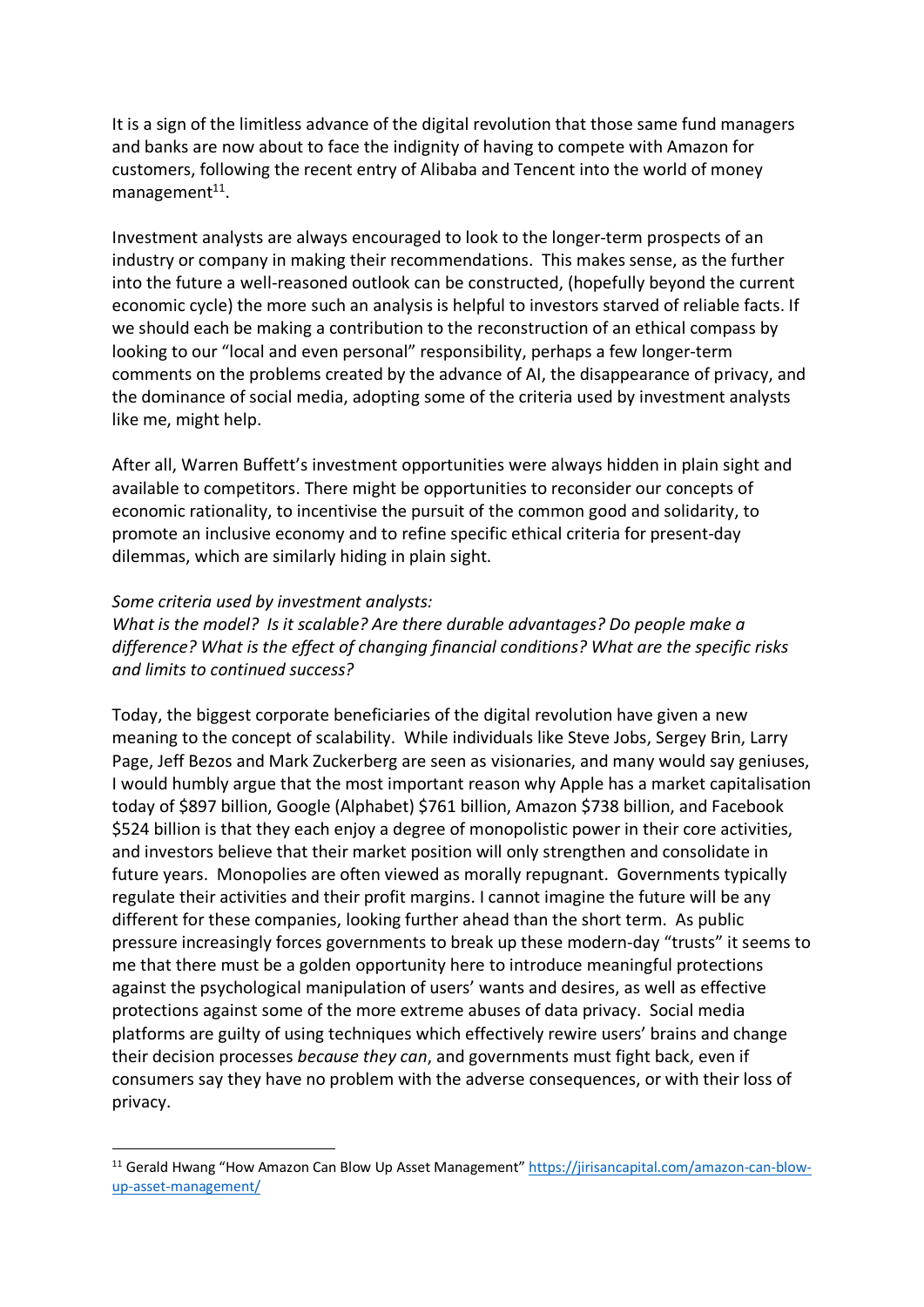It is a sign of the limitless advance of the digital revolution that those same fund managers and banks are now about to face the indignity of having to compete with Amazon for customers, following the recent entry of Alibaba and Tencent into the world of money management[11].

Investment analysts are always encouraged to look to the longer-term prospects of an industry or company in making their recommendations. This makes sense, as the further into the future a well-reasoned outlook can be constructed, (hopefully beyond the current economic cycle) the more such an analysis is helpful to investors starved of reliable facts. If we should each be making a contribution to the reconstruction of an ethical compass by looking to our "local and even personal" responsibility, perhaps a few longer-term comments on the problems created by the advance of AI, the disappearance of privacy, and the dominance of social media, adopting some of the criteria used by investment analysts like me, might help.

After all, Warren Buffett's investment opportunities were always hidden in plain sight and available to competitors. There might be opportunities to reconsider our concepts of economic rationality, to incentivise the pursuit of the common good and solidarity, to promote an inclusive economy and to refine specific ethical criteria for present-day dilemmas, which are similarly hiding in plain sight.

*Some criteria used by investment analysts:*
*What is the model? Is it scalable? Are there durable advantages? Do people make a difference? What is the effect of changing financial conditions? What are the specific risks and limits to continued success?*

Today, the biggest corporate beneficiaries of the digital revolution have given a new meaning to the concept of scalability. While individuals like Steve Jobs, Sergey Brin, Larry Page, Jeff Bezos and Mark Zuckerberg are seen as visionaries, and many would say geniuses, I would humbly argue that the most important reason why Apple has a market capitalisation today of $897 billion, Google (Alphabet) $761 billion, Amazon $738 billion, and Facebook $524 billion is that they each enjoy a degree of monopolistic power in their core activities, and investors believe that their market position will only strengthen and consolidate in future years. Monopolies are often viewed as morally repugnant. Governments typically regulate their activities and their profit margins. I cannot imagine the future will be any different for these companies, looking further ahead than the short term. As public pressure increasingly forces governments to break up these modern-day "trusts" it seems to me that there must be a golden opportunity here to introduce meaningful protections against the psychological manipulation of users' wants and desires, as well as effective protections against some of the more extreme abuses of data privacy. Social media platforms are guilty of using techniques which effectively rewire users' brains and change their decision processes *because they can*, and governments must fight back, even if consumers say they have no problem with the adverse consequences, or with their loss of privacy.

---

[11] Gerald Hwang "How Amazon Can Blow Up Asset Management" https://jirisancapital.com/amazon-can-blow-up-asset-management/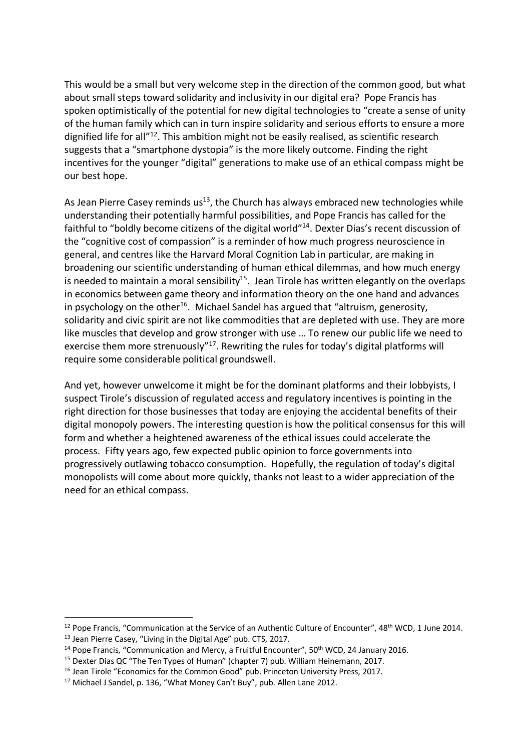This would be a small but very welcome step in the direction of the common good, but what about small steps toward solidarity and inclusivity in our digital era? Pope Francis has spoken optimistically of the potential for new digital technologies to "create a sense of unity of the human family which can in turn inspire solidarity and serious efforts to ensure a more dignified life for all"[12]. This ambition might not be easily realised, as scientific research suggests that a "smartphone dystopia" is the more likely outcome. Finding the right incentives for the younger "digital" generations to make use of an ethical compass might be our best hope.

As Jean Pierre Casey reminds us[13], the Church has always embraced new technologies while understanding their potentially harmful possibilities, and Pope Francis has called for the faithful to "boldly become citizens of the digital world"[14]. Dexter Dias's recent discussion of the "cognitive cost of compassion" is a reminder of how much progress neuroscience in general, and centres like the Harvard Moral Cognition Lab in particular, are making in broadening our scientific understanding of human ethical dilemmas, and how much energy is needed to maintain a moral sensibility[15]. Jean Tirole has written elegantly on the overlaps in economics between game theory and information theory on the one hand and advances in psychology on the other[16]. Michael Sandel has argued that "altruism, generosity, solidarity and civic spirit are not like commodities that are depleted with use. They are more like muscles that develop and grow stronger with use … To renew our public life we need to exercise them more strenuously"[17]. Rewriting the rules for today's digital platforms will require some considerable political groundswell.

And yet, however unwelcome it might be for the dominant platforms and their lobbyists, I suspect Tirole's discussion of regulated access and regulatory incentives is pointing in the right direction for those businesses that today are enjoying the accidental benefits of their digital monopoly powers. The interesting question is how the political consensus for this will form and whether a heightened awareness of the ethical issues could accelerate the process. Fifty years ago, few expected public opinion to force governments into progressively outlawing tobacco consumption. Hopefully, the regulation of today's digital monopolists will come about more quickly, thanks not least to a wider appreciation of the need for an ethical compass.

---

[12] Pope Francis, "Communication at the Service of an Authentic Culture of Encounter", 48th WCD, 1 June 2014.

[13] Jean Pierre Casey, "Living in the Digital Age" pub. CTS, 2017.

[14] Pope Francis, "Communication and Mercy, a Fruitful Encounter", 50th WCD, 24 January 2016.

[15] Dexter Dias QC "The Ten Types of Human" (chapter 7) pub. William Heinemann, 2017.

[16] Jean Tirole "Economics for the Common Good" pub. Princeton University Press, 2017.

[17] Michael J Sandel, p. 136, "What Money Can't Buy", pub. Allen Lane 2012.